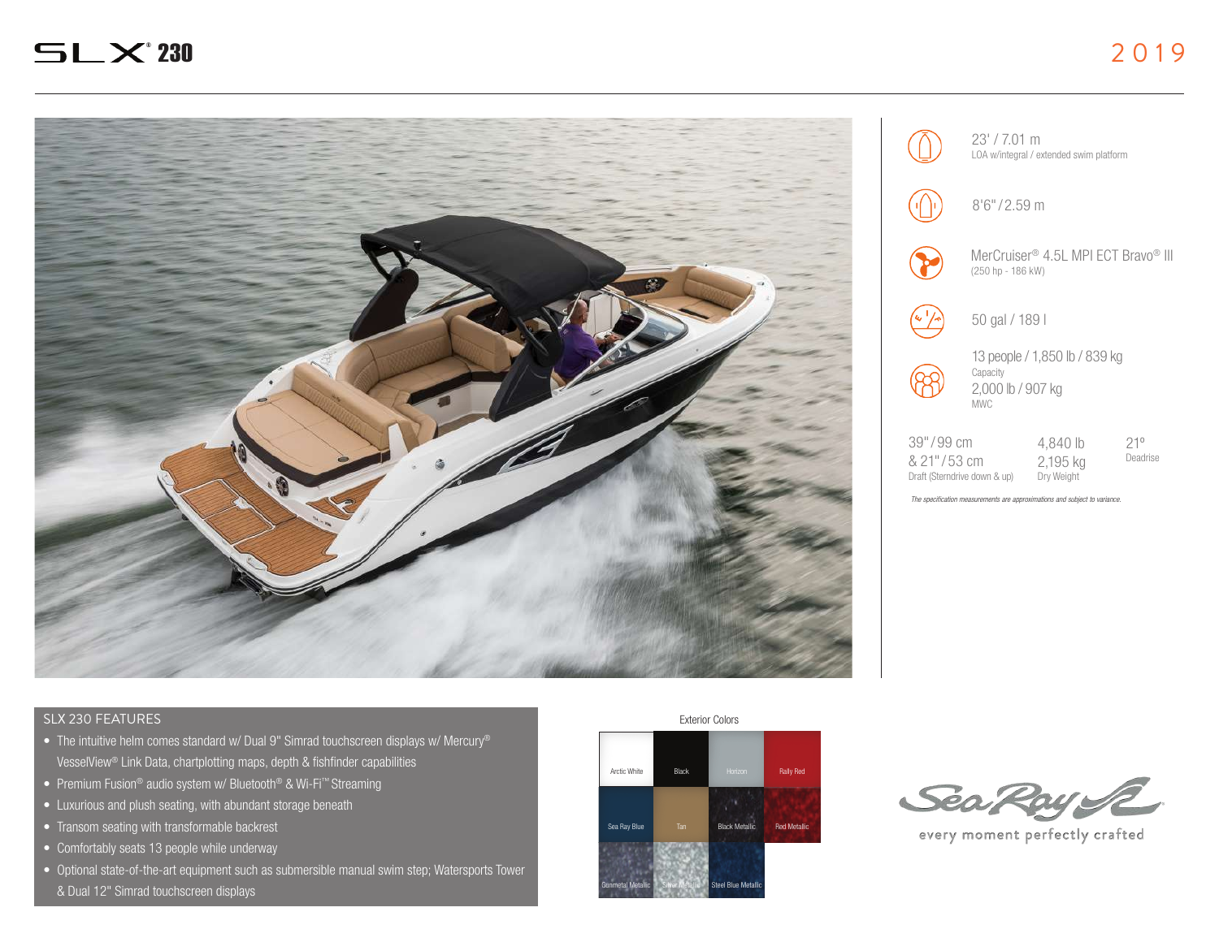# SLX® 230

2019

23' / 7.01 m
LOA w/integral / extended swim platform

8'6" / 2.59 m

MerCruiser® 4.5L MPI ECT Bravo® III
(250 hp - 186 kW)

50 gal / 189 l

13 people / 1,850 lb / 839 kg
Capacity
2,000 lb / 907 kg
MWC

| 39" / 99 cm & 21" / 53 cm | 4,840 lb 2,195 kg | 21º |
|---|---|---|
| Draft (Sterndrive down & up) | Dry Weight | Deadrise |

*The specification measurements are approximations and subject to variance.*

## SLX 230 FEATURES

- The intuitive helm comes standard w/ Dual 9" Simrad touchscreen displays w/ Mercury® VesselView® Link Data, chartplotting maps, depth & fishfinder capabilities
- Premium Fusion® audio system w/ Bluetooth® & Wi-Fi™ Streaming
- Luxurious and plush seating, with abundant storage beneath
- Transom seating with transformable backrest
- Comfortably seats 13 people while underway
- Optional state-of-the-art equipment such as submersible manual swim step; Watersports Tower & Dual 12" Simrad touchscreen displays

### Exterior Colors

| Arctic White | Black | Horizon | Rally Red |
|---|---|---|---|
| Sea Ray Blue | Tan | Black Metallic | Red Metallic |
| Gunmetal Metallic | Silver Metallic | Steel Blue Metallic | |

Sea Ray
every moment perfectly crafted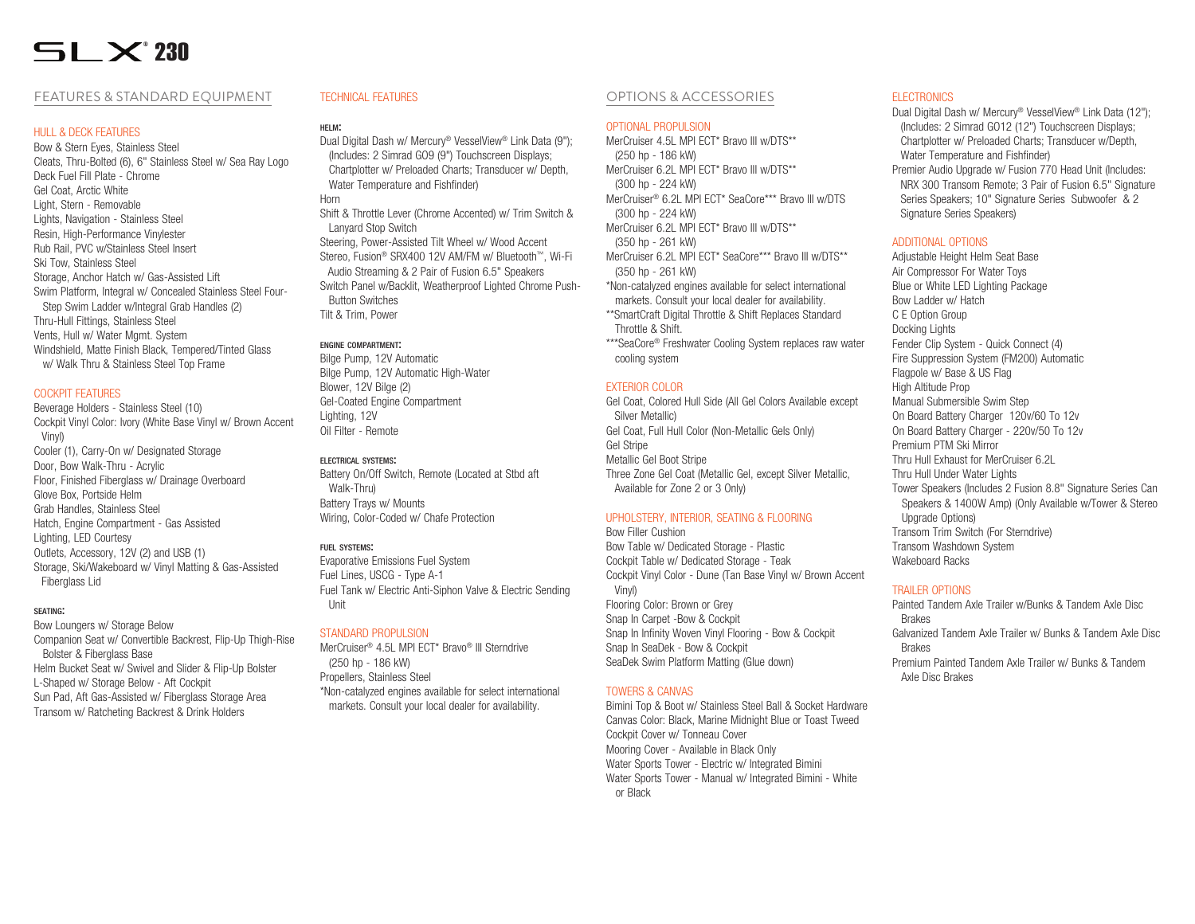# SLX® 230

## FEATURES & STANDARD EQUIPMENT

### HULL & DECK FEATURES

- Bow & Stern Eyes, Stainless Steel
- Cleats, Thru-Bolted (6), 6" Stainless Steel w/ Sea Ray Logo
- Deck Fuel Fill Plate - Chrome
- Gel Coat, Arctic White
- Light, Stern - Removable
- Lights, Navigation - Stainless Steel
- Resin, High-Performance Vinylester
- Rub Rail, PVC w/Stainless Steel Insert
- Ski Tow, Stainless Steel
- Storage, Anchor Hatch w/ Gas-Assisted Lift
- Swim Platform, Integral w/ Concealed Stainless Steel Four-Step Swim Ladder w/Integral Grab Handles (2)
- Thru-Hull Fittings, Stainless Steel
- Vents, Hull w/ Water Mgmt. System
- Windshield, Matte Finish Black, Tempered/Tinted Glass w/ Walk Thru & Stainless Steel Top Frame

### COCKPIT FEATURES

- Beverage Holders - Stainless Steel (10)
- Cockpit Vinyl Color: Ivory (White Base Vinyl w/ Brown Accent Vinyl)
- Cooler (1), Carry-On w/ Designated Storage
- Door, Bow Walk-Thru - Acrylic
- Floor, Finished Fiberglass w/ Drainage Overboard
- Glove Box, Portside Helm
- Grab Handles, Stainless Steel
- Hatch, Engine Compartment - Gas Assisted
- Lighting, LED Courtesy
- Outlets, Accessory, 12V (2) and USB (1)
- Storage, Ski/Wakeboard w/ Vinyl Matting & Gas-Assisted Fiberglass Lid

#### SEATING:

- Bow Loungers w/ Storage Below
- Companion Seat w/ Convertible Backrest, Flip-Up Thigh-Rise Bolster & Fiberglass Base
- Helm Bucket Seat w/ Swivel and Slider & Flip-Up Bolster
- L-Shaped w/ Storage Below - Aft Cockpit
- Sun Pad, Aft Gas-Assisted w/ Fiberglass Storage Area
- Transom w/ Ratcheting Backrest & Drink Holders

### TECHNICAL FEATURES

#### HELM:

- Dual Digital Dash w/ Mercury® VesselView® Link Data (9"); (Includes: 2 Simrad GO9 (9") Touchscreen Displays; Chartplotter w/ Preloaded Charts; Transducer w/ Depth, Water Temperature and Fishfinder)
- Horn
- Shift & Throttle Lever (Chrome Accented) w/ Trim Switch & Lanyard Stop Switch
- Steering, Power-Assisted Tilt Wheel w/ Wood Accent
- Stereo, Fusion® SRX400 12V AM/FM w/ Bluetooth™, Wi-Fi Audio Streaming & 2 Pair of Fusion 6.5" Speakers
- Switch Panel w/Backlit, Weatherproof Lighted Chrome Push-Button Switches
- Tilt & Trim, Power

#### ENGINE COMPARTMENT:

- Bilge Pump, 12V Automatic
- Bilge Pump, 12V Automatic High-Water
- Blower, 12V Bilge (2)
- Gel-Coated Engine Compartment
- Lighting, 12V
- Oil Filter - Remote

#### ELECTRICAL SYSTEMS:

- Battery On/Off Switch, Remote (Located at Stbd aft Walk-Thru)
- Battery Trays w/ Mounts
- Wiring, Color-Coded w/ Chafe Protection

#### FUEL SYSTEMS:

- Evaporative Emissions Fuel System
- Fuel Lines, USCG - Type A-1
- Fuel Tank w/ Electric Anti-Siphon Valve & Electric Sending Unit

### STANDARD PROPULSION

- MerCruiser® 4.5L MPI ECT* Bravo® III Sterndrive (250 hp - 186 kW)
- Propellers, Stainless Steel

*Non-catalyzed engines available for select international markets. Consult your local dealer for availability.

## OPTIONS & ACCESSORIES

### OPTIONAL PROPULSION

- MerCruiser 4.5L MPI ECT* Bravo III w/DTS** (250 hp - 186 kW)
- MerCruiser 6.2L MPI ECT* Bravo III w/DTS** (300 hp - 224 kW)
- MerCruiser® 6.2L MPI ECT* SeaCore*** Bravo III w/DTS (300 hp - 224 kW)
- MerCruiser 6.2L MPI ECT* Bravo III w/DTS** (350 hp - 261 kW)
- MerCruiser 6.2L MPI ECT* SeaCore*** Bravo III w/DTS** (350 hp - 261 kW)

*Non-catalyzed engines available for select international markets. Consult your local dealer for availability.
**SmartCraft Digital Throttle & Shift Replaces Standard Throttle & Shift.
***SeaCore® Freshwater Cooling System replaces raw water cooling system

### EXTERIOR COLOR

- Gel Coat, Colored Hull Side (All Gel Colors Available except Silver Metallic)
- Gel Coat, Full Hull Color (Non-Metallic Gels Only)
- Gel Stripe
- Metallic Gel Boot Stripe
- Three Zone Gel Coat (Metallic Gel, except Silver Metallic, Available for Zone 2 or 3 Only)

### UPHOLSTERY, INTERIOR, SEATING & FLOORING

- Bow Filler Cushion
- Bow Table w/ Dedicated Storage - Plastic
- Cockpit Table w/ Dedicated Storage - Teak
- Cockpit Vinyl Color - Dune (Tan Base Vinyl w/ Brown Accent Vinyl)
- Flooring Color: Brown or Grey
- Snap In Carpet -Bow & Cockpit
- Snap In Infinity Woven Vinyl Flooring - Bow & Cockpit
- Snap In SeaDek - Bow & Cockpit
- SeaDek Swim Platform Matting (Glue down)

### TOWERS & CANVAS

- Bimini Top & Boot w/ Stainless Steel Ball & Socket Hardware
- Canvas Color: Black, Marine Midnight Blue or Toast Tweed
- Cockpit Cover w/ Tonneau Cover
- Mooring Cover - Available in Black Only
- Water Sports Tower - Electric w/ Integrated Bimini
- Water Sports Tower - Manual w/ Integrated Bimini - White or Black

### ELECTRONICS

- Dual Digital Dash w/ Mercury® VesselView® Link Data (12"); (Includes: 2 Simrad GO12 (12") Touchscreen Displays; Chartplotter w/ Preloaded Charts; Transducer w/Depth, Water Temperature and Fishfinder)
- Premier Audio Upgrade w/ Fusion 770 Head Unit (Includes: NRX 300 Transom Remote; 3 Pair of Fusion 6.5" Signature Series Speakers; 10" Signature Series Subwoofer & 2 Signature Series Speakers)

### ADDITIONAL OPTIONS

- Adjustable Height Helm Seat Base
- Air Compressor For Water Toys
- Blue or White LED Lighting Package
- Bow Ladder w/ Hatch
- C E Option Group
- Docking Lights
- Fender Clip System - Quick Connect (4)
- Fire Suppression System (FM200) Automatic
- Flagpole w/ Base & US Flag
- High Altitude Prop
- Manual Submersible Swim Step
- On Board Battery Charger 120v/60 To 12v
- On Board Battery Charger - 220v/50 To 12v
- Premium PTM Ski Mirror
- Thru Hull Exhaust for MerCruiser 6.2L
- Thru Hull Under Water Lights
- Tower Speakers (Includes 2 Fusion 8.8" Signature Series Can Speakers & 1400W Amp) (Only Available w/Tower & Stereo Upgrade Options)
- Transom Trim Switch (For Sterndrive)
- Transom Washdown System
- Wakeboard Racks

### TRAILER OPTIONS

- Painted Tandem Axle Trailer w/Bunks & Tandem Axle Disc Brakes
- Galvanized Tandem Axle Trailer w/ Bunks & Tandem Axle Disc Brakes
- Premium Painted Tandem Axle Trailer w/ Bunks & Tandem Axle Disc Brakes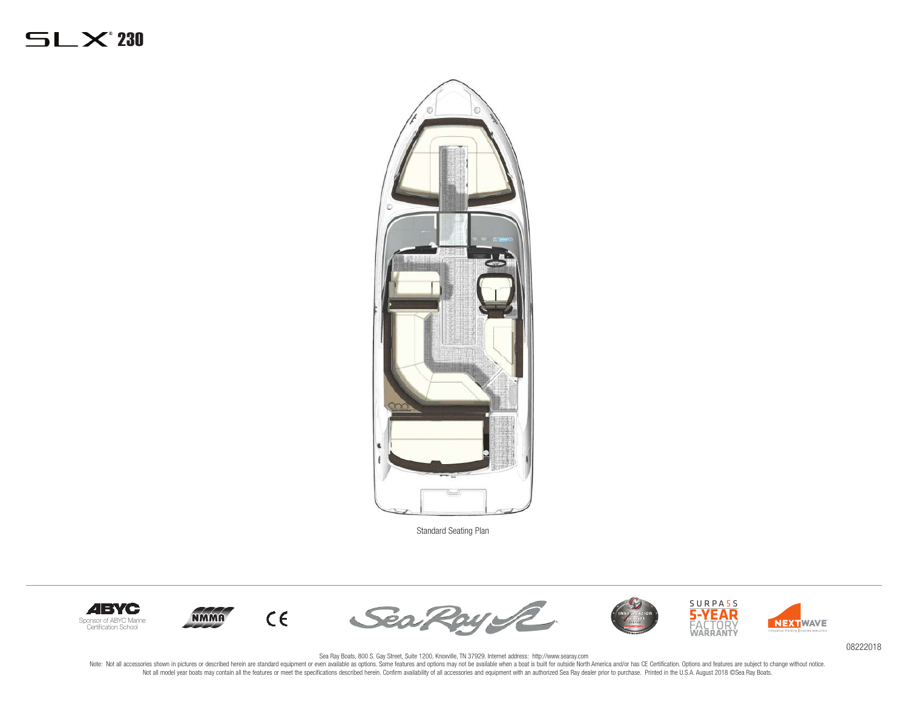# SLX® 230

Standard Seating Plan

Sponsor of ABYC Marine Certification School

SURPASS 5-YEAR FACTORY WARRANTY

08222018

Sea Ray Boats, 800 S. Gay Street, Suite 1200, Knoxville, TN 37929. Internet address: http://www.searay.com

Note: Not all accessories shown in pictures or described herein are standard equipment or even available as options. Some features and options may not be available when a boat is built for outside North America and/or has CE Certification. Options and features are subject to change without notice. Not all model year boats may contain all the features or meet the specifications described herein. Confirm availability of all accessories and equipment with an authorized Sea Ray dealer prior to purchase. Printed in the U.S.A. August 2018 ©Sea Ray Boats.